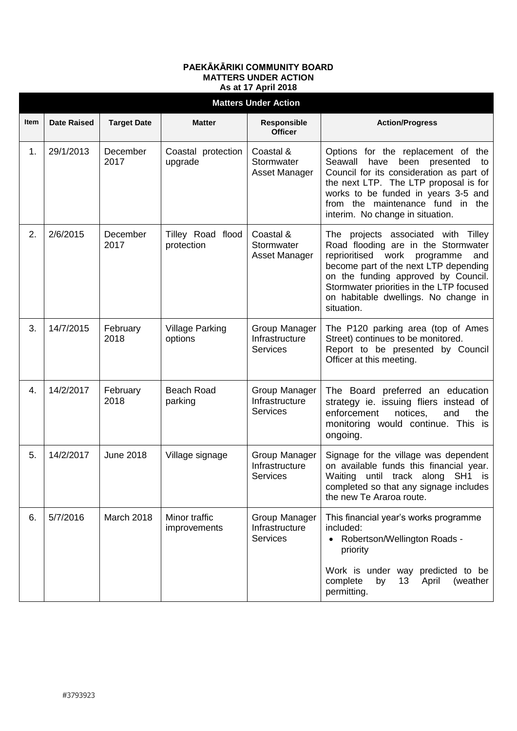**PAEKĀKĀRIKI COMMUNITY BOARD**
**MATTERS UNDER ACTION**
**As at 17 April 2018**

| Matters Under Action | | | | | |
|---|---|---|---|---|---|
| **Item** | **Date Raised** | **Target Date** | **Matter** | **Responsible Officer** | **Action/Progress** |
| 1. | 29/1/2013 | December 2017 | Coastal protection upgrade | Coastal & Stormwater Asset Manager | Options for the replacement of the Seawall have been presented to Council for its consideration as part of the next LTP. The LTP proposal is for works to be funded in years 3-5 and from the maintenance fund in the interim. No change in situation. |
| 2. | 2/6/2015 | December 2017 | Tilley Road flood protection | Coastal & Stormwater Asset Manager | The projects associated with Tilley Road flooding are in the Stormwater reprioritised work programme and become part of the next LTP depending on the funding approved by Council. Stormwater priorities in the LTP focused on habitable dwellings. No change in situation. |
| 3. | 14/7/2015 | February 2018 | Village Parking options | Group Manager Infrastructure Services | The P120 parking area (top of Ames Street) continues to be monitored.<br>Report to be presented by Council Officer at this meeting. |
| 4. | 14/2/2017 | February 2018 | Beach Road parking | Group Manager Infrastructure Services | The Board preferred an education strategy ie. issuing fliers instead of enforcement notices, and the monitoring would continue. This is ongoing. |
| 5. | 14/2/2017 | June 2018 | Village signage | Group Manager Infrastructure Services | Signage for the village was dependent on available funds this financial year. Waiting until track along SH1 is completed so that any signage includes the new Te Araroa route. |
| 6. | 5/7/2016 | March 2018 | Minor traffic improvements | Group Manager Infrastructure Services | This financial year's works programme included:<br>• Robertson/Wellington Roads - priority<br><br>Work is under way predicted to be complete by 13 April (weather permitting. |

#3793923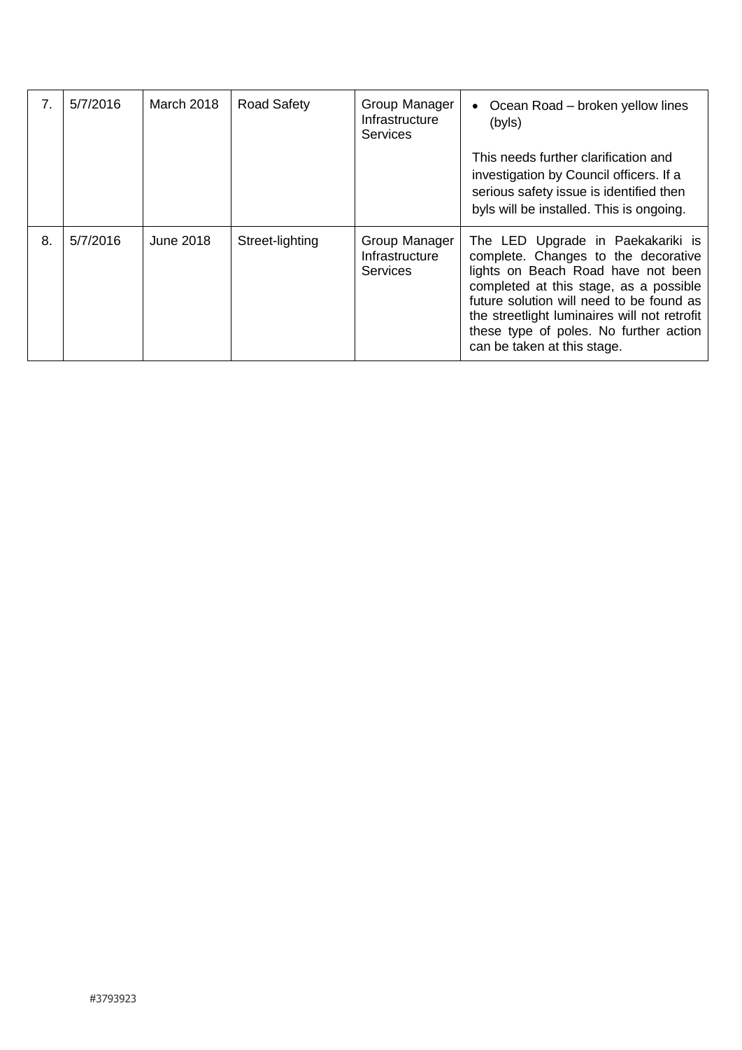| | | | | | |
|---|---|---|---|---|---|
| 7. | 5/7/2016 | March 2018 | Road Safety | Group Manager Infrastructure Services | • Ocean Road – broken yellow lines (byls)<br><br>This needs further clarification and investigation by Council officers. If a serious safety issue is identified then byls will be installed. This is ongoing. |
| 8. | 5/7/2016 | June 2018 | Street-lighting | Group Manager Infrastructure Services | The LED Upgrade in Paekakariki is complete. Changes to the decorative lights on Beach Road have not been completed at this stage, as a possible future solution will need to be found as the streetlight luminaires will not retrofit these type of poles. No further action can be taken at this stage. |

#3793923